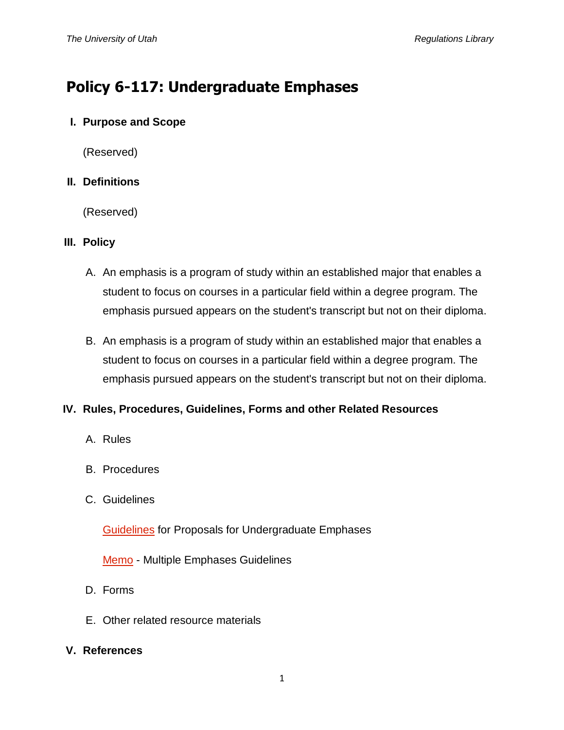# Policy 6-117: Undergraduate Emphases

## I. Purpose and Scope

(Reserved)

## II. Definitions

(Reserved)

## III. Policy

A. An emphasis is a program of study within an established major that enables a student to focus on courses in a particular field within a degree program. The emphasis pursued appears on the student's transcript but not on their diploma.

B. An emphasis is a program of study within an established major that enables a student to focus on courses in a particular field within a degree program. The emphasis pursued appears on the student's transcript but not on their diploma.

## IV. Rules, Procedures, Guidelines, Forms and other Related Resources

A. Rules

B. Procedures

C. Guidelines

Guidelines for Proposals for Undergraduate Emphases

Memo - Multiple Emphases Guidelines

D. Forms

E. Other related resource materials

## V. References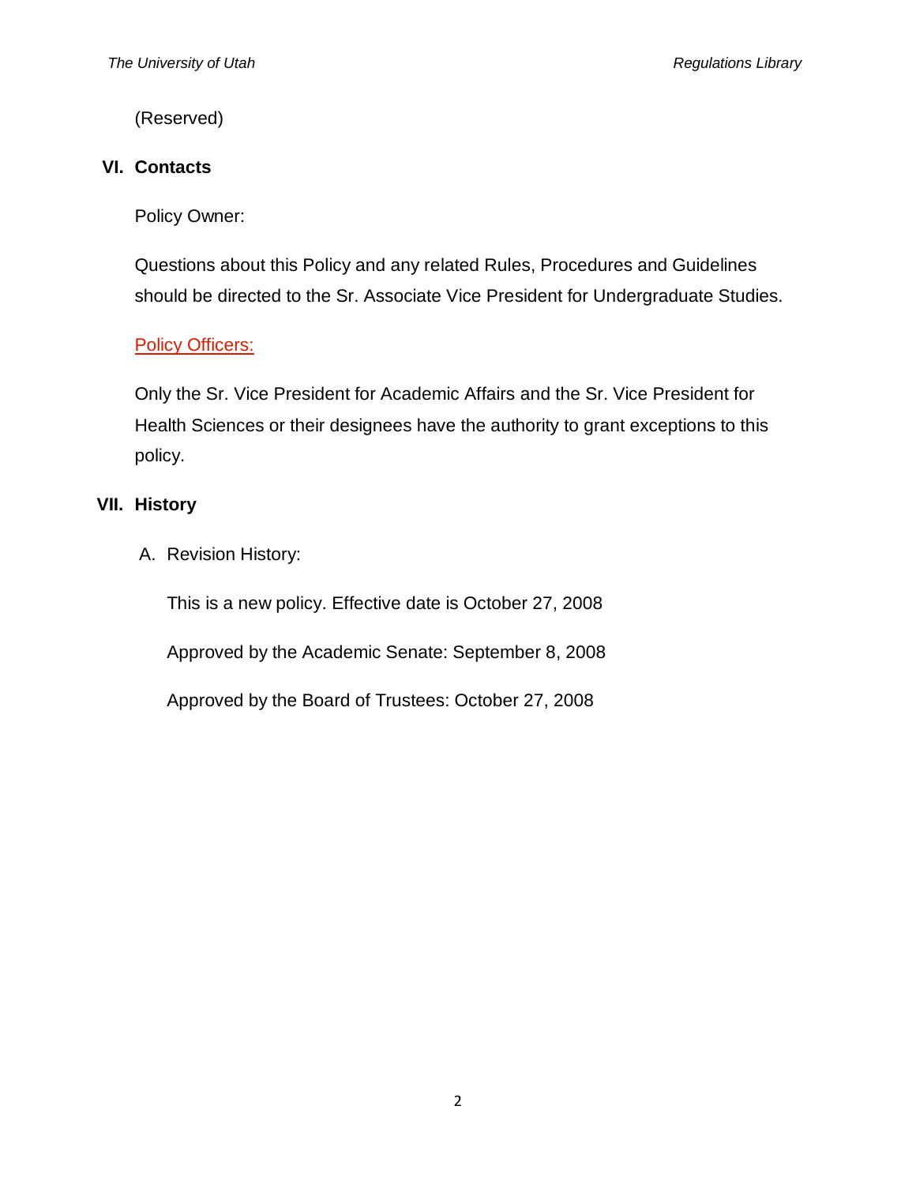(Reserved)

## VI. Contacts

Policy Owner:

Questions about this Policy and any related Rules, Procedures and Guidelines should be directed to the Sr. Associate Vice President for Undergraduate Studies.

Policy Officers:

Only the Sr. Vice President for Academic Affairs and the Sr. Vice President for Health Sciences or their designees have the authority to grant exceptions to this policy.

## VII. History

A. Revision History:

This is a new policy. Effective date is October 27, 2008

Approved by the Academic Senate: September 8, 2008

Approved by the Board of Trustees: October 27, 2008